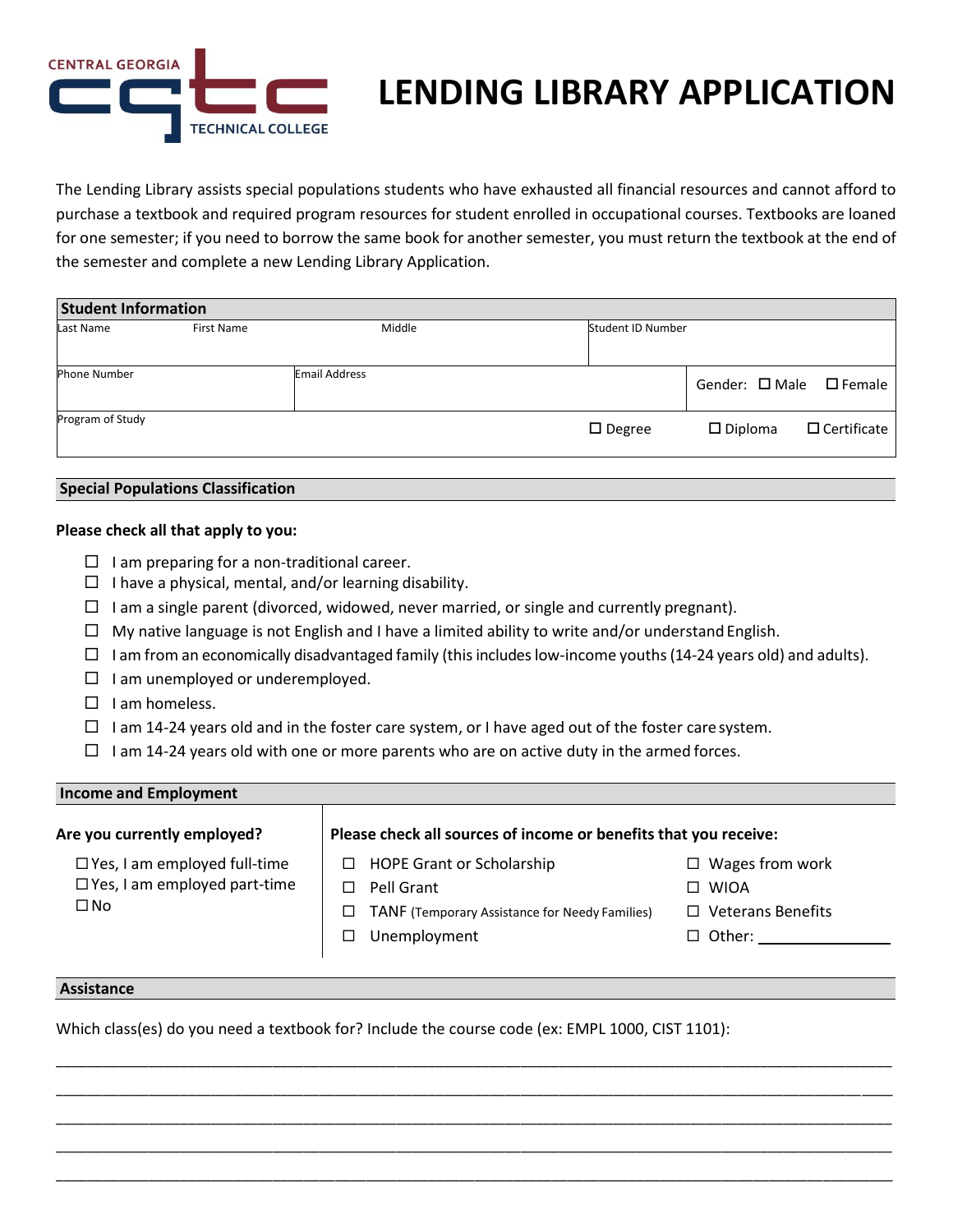CENTRAL GEORGIA TECHNICAL COLLEGE

# LENDING LIBRARY APPLICATION

The Lending Library assists special populations students who have exhausted all financial resources and cannot afford to purchase a textbook and required program resources for student enrolled in occupational courses. Textbooks are loaned for one semester; if you need to borrow the same book for another semester, you must return the textbook at the end of the semester and complete a new Lending Library Application.

## Student Information

| Last Name | First Name | Middle | Student ID Number |
|---|---|---|---|
| | | | |

| Phone Number | Email Address | Gender: ☐ Male ☐ Female |
|---|---|---|
| | | |

| Program of Study | ☐ Degree ☐ Diploma ☐ Certificate |
|---|---|
| | |

## Special Populations Classification

**Please check all that apply to you:**

- ☐ I am preparing for a non-traditional career.
- ☐ I have a physical, mental, and/or learning disability.
- ☐ I am a single parent (divorced, widowed, never married, or single and currently pregnant).
- ☐ My native language is not English and I have a limited ability to write and/or understand English.
- ☐ I am from an economically disadvantaged family (this includes low-income youths (14-24 years old) and adults).
- ☐ I am unemployed or underemployed.
- ☐ I am homeless.
- ☐ I am 14-24 years old and in the foster care system, or I have aged out of the foster care system.
- ☐ I am 14-24 years old with one or more parents who are on active duty in the armed forces.

## Income and Employment

**Are you currently employed?**

- ☐ Yes, I am employed full-time
- ☐ Yes, I am employed part-time
- ☐ No

**Please check all sources of income or benefits that you receive:**

- ☐ HOPE Grant or Scholarship
- ☐ Pell Grant
- ☐ TANF (Temporary Assistance for Needy Families)
- ☐ Unemployment
- ☐ Wages from work
- ☐ WIOA
- ☐ Veterans Benefits
- ☐ Other: ______________

## Assistance

Which class(es) do you need a textbook for? Include the course code (ex: EMPL 1000, CIST 1101):

_______________________________________________________________________________

_______________________________________________________________________________

_______________________________________________________________________________

_______________________________________________________________________________

_______________________________________________________________________________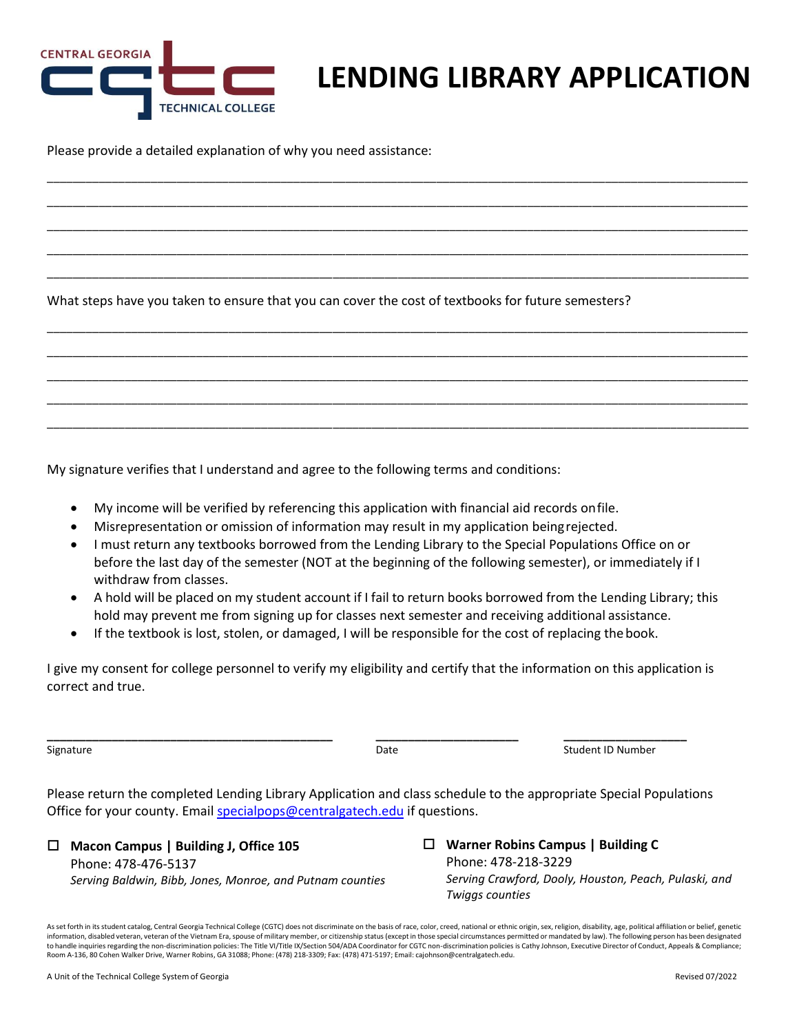// The logo is not detected as an image; include its text? The logo reads "CENTRAL GEORGIA cgtc TECHNICAL COLLEGE". I'll keep the title.

# LENDING LIBRARY APPLICATION

Please provide a detailed explanation of why you need assistance:

\_\_\_\_\_\_\_\_\_\_\_\_\_\_\_\_\_\_\_\_\_\_\_\_\_\_\_\_\_\_\_\_\_\_\_\_\_\_\_\_\_\_\_\_\_\_\_\_\_\_\_\_\_\_\_\_\_\_\_\_\_\_\_\_\_\_\_\_\_\_\_\_

\_\_\_\_\_\_\_\_\_\_\_\_\_\_\_\_\_\_\_\_\_\_\_\_\_\_\_\_\_\_\_\_\_\_\_\_\_\_\_\_\_\_\_\_\_\_\_\_\_\_\_\_\_\_\_\_\_\_\_\_\_\_\_\_\_\_\_\_\_\_\_\_

\_\_\_\_\_\_\_\_\_\_\_\_\_\_\_\_\_\_\_\_\_\_\_\_\_\_\_\_\_\_\_\_\_\_\_\_\_\_\_\_\_\_\_\_\_\_\_\_\_\_\_\_\_\_\_\_\_\_\_\_\_\_\_\_\_\_\_\_\_\_\_\_

\_\_\_\_\_\_\_\_\_\_\_\_\_\_\_\_\_\_\_\_\_\_\_\_\_\_\_\_\_\_\_\_\_\_\_\_\_\_\_\_\_\_\_\_\_\_\_\_\_\_\_\_\_\_\_\_\_\_\_\_\_\_\_\_\_\_\_\_\_\_\_\_

\_\_\_\_\_\_\_\_\_\_\_\_\_\_\_\_\_\_\_\_\_\_\_\_\_\_\_\_\_\_\_\_\_\_\_\_\_\_\_\_\_\_\_\_\_\_\_\_\_\_\_\_\_\_\_\_\_\_\_\_\_\_\_\_\_\_\_\_\_\_\_\_

What steps have you taken to ensure that you can cover the cost of textbooks for future semesters?

\_\_\_\_\_\_\_\_\_\_\_\_\_\_\_\_\_\_\_\_\_\_\_\_\_\_\_\_\_\_\_\_\_\_\_\_\_\_\_\_\_\_\_\_\_\_\_\_\_\_\_\_\_\_\_\_\_\_\_\_\_\_\_\_\_\_\_\_\_\_\_\_

\_\_\_\_\_\_\_\_\_\_\_\_\_\_\_\_\_\_\_\_\_\_\_\_\_\_\_\_\_\_\_\_\_\_\_\_\_\_\_\_\_\_\_\_\_\_\_\_\_\_\_\_\_\_\_\_\_\_\_\_\_\_\_\_\_\_\_\_\_\_\_\_

\_\_\_\_\_\_\_\_\_\_\_\_\_\_\_\_\_\_\_\_\_\_\_\_\_\_\_\_\_\_\_\_\_\_\_\_\_\_\_\_\_\_\_\_\_\_\_\_\_\_\_\_\_\_\_\_\_\_\_\_\_\_\_\_\_\_\_\_\_\_\_\_

\_\_\_\_\_\_\_\_\_\_\_\_\_\_\_\_\_\_\_\_\_\_\_\_\_\_\_\_\_\_\_\_\_\_\_\_\_\_\_\_\_\_\_\_\_\_\_\_\_\_\_\_\_\_\_\_\_\_\_\_\_\_\_\_\_\_\_\_\_\_\_\_

\_\_\_\_\_\_\_\_\_\_\_\_\_\_\_\_\_\_\_\_\_\_\_\_\_\_\_\_\_\_\_\_\_\_\_\_\_\_\_\_\_\_\_\_\_\_\_\_\_\_\_\_\_\_\_\_\_\_\_\_\_\_\_\_\_\_\_\_\_\_\_\_

My signature verifies that I understand and agree to the following terms and conditions:

- My income will be verified by referencing this application with financial aid records on file.
- Misrepresentation or omission of information may result in my application being rejected.
- I must return any textbooks borrowed from the Lending Library to the Special Populations Office on or before the last day of the semester (NOT at the beginning of the following semester), or immediately if I withdraw from classes.
- A hold will be placed on my student account if I fail to return books borrowed from the Lending Library; this hold may prevent me from signing up for classes next semester and receiving additional assistance.
- If the textbook is lost, stolen, or damaged, I will be responsible for the cost of replacing the book.

I give my consent for college personnel to verify my eligibility and certify that the information on this application is correct and true.

\_\_\_\_\_\_\_\_\_\_\_\_\_\_\_\_\_\_\_\_\_\_\_\_\_\_\_\_ \_\_\_\_\_\_\_\_\_\_\_\_\_\_\_\_ \_\_\_\_\_\_\_\_\_\_\_\_\_\_

Signature Date Student ID Number

Please return the completed Lending Library Application and class schedule to the appropriate Special Populations Office for your county. Email specialpops@centralgatech.edu if questions.

☐ **Macon Campus | Building J, Office 105**
Phone: 478-476-5137
*Serving Baldwin, Bibb, Jones, Monroe, and Putnam counties*

☐ **Warner Robins Campus | Building C**
Phone: 478-218-3229
*Serving Crawford, Dooly, Houston, Peach, Pulaski, and Twiggs counties*

As set forth in its student catalog, Central Georgia Technical College (CGTC) does not discriminate on the basis of race, color, creed, national or ethnic origin, sex, religion, disability, age, political affiliation or belief, genetic information, disabled veteran, veteran of the Vietnam Era, spouse of military member, or citizenship status (except in those special circumstances permitted or mandated by law). The following person has been designated to handle inquiries regarding the non-discrimination policies: The Title VI/Title IX/Section 504/ADA Coordinator for CGTC non-discrimination policies is Cathy Johnson, Executive Director of Conduct, Appeals & Compliance; Room A-136, 80 Cohen Walker Drive, Warner Robins, GA 31088; Phone: (478) 218-3309; Fax: (478) 471-5197; Email: cajohnson@centralgatech.edu.

A Unit of the Technical College System of Georgia

Revised 07/2022